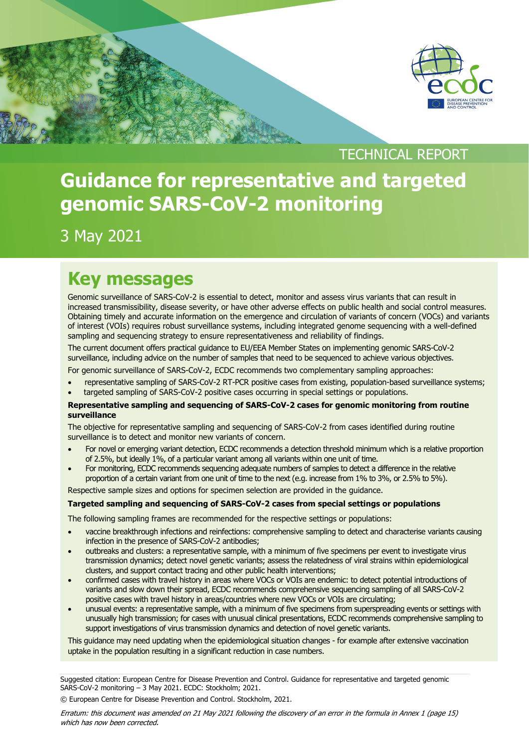TECHNICAL REPORT

# Guidance for representative and targeted genomic SARS-CoV-2 monitoring

3 May 2021

## Key messages

Genomic surveillance of SARS-CoV-2 is essential to detect, monitor and assess virus variants that can result in increased transmissibility, disease severity, or have other adverse effects on public health and social control measures. Obtaining timely and accurate information on the emergence and circulation of variants of concern (VOCs) and variants of interest (VOIs) requires robust surveillance systems, including integrated genome sequencing with a well-defined sampling and sequencing strategy to ensure representativeness and reliability of findings.

The current document offers practical guidance to EU/EEA Member States on implementing genomic SARS-CoV-2 surveillance, including advice on the number of samples that need to be sequenced to achieve various objectives.

For genomic surveillance of SARS-CoV-2, ECDC recommends two complementary sampling approaches:

- representative sampling of SARS-CoV-2 RT-PCR positive cases from existing, population-based surveillance systems;
- targeted sampling of SARS-CoV-2 positive cases occurring in special settings or populations.

**Representative sampling and sequencing of SARS-CoV-2 cases for genomic monitoring from routine surveillance**

The objective for representative sampling and sequencing of SARS-CoV-2 from cases identified during routine surveillance is to detect and monitor new variants of concern.

- For novel or emerging variant detection, ECDC recommends a detection threshold minimum which is a relative proportion of 2.5%, but ideally 1%, of a particular variant among all variants within one unit of time.
- For monitoring, ECDC recommends sequencing adequate numbers of samples to detect a difference in the relative proportion of a certain variant from one unit of time to the next (e.g. increase from 1% to 3%, or 2.5% to 5%).

Respective sample sizes and options for specimen selection are provided in the guidance.

**Targeted sampling and sequencing of SARS-CoV-2 cases from special settings or populations**

The following sampling frames are recommended for the respective settings or populations:

- vaccine breakthrough infections and reinfections: comprehensive sampling to detect and characterise variants causing infection in the presence of SARS-CoV-2 antibodies;
- outbreaks and clusters: a representative sample, with a minimum of five specimens per event to investigate virus transmission dynamics; detect novel genetic variants; assess the relatedness of viral strains within epidemiological clusters, and support contact tracing and other public health interventions;
- confirmed cases with travel history in areas where VOCs or VOIs are endemic: to detect potential introductions of variants and slow down their spread, ECDC recommends comprehensive sequencing sampling of all SARS-CoV-2 positive cases with travel history in areas/countries where new VOCs or VOIs are circulating;
- unusual events: a representative sample, with a minimum of five specimens from superspreading events or settings with unusually high transmission; for cases with unusual clinical presentations, ECDC recommends comprehensive sampling to support investigations of virus transmission dynamics and detection of novel genetic variants.

This guidance may need updating when the epidemiological situation changes - for example after extensive vaccination uptake in the population resulting in a significant reduction in case numbers.

Suggested citation: European Centre for Disease Prevention and Control. Guidance for representative and targeted genomic SARS-CoV-2 monitoring – 3 May 2021. ECDC: Stockholm; 2021.

© European Centre for Disease Prevention and Control. Stockholm, 2021.

*Erratum: this document was amended on 21 May 2021 following the discovery of an error in the formula in Annex 1 (page 15) which has now been corrected.*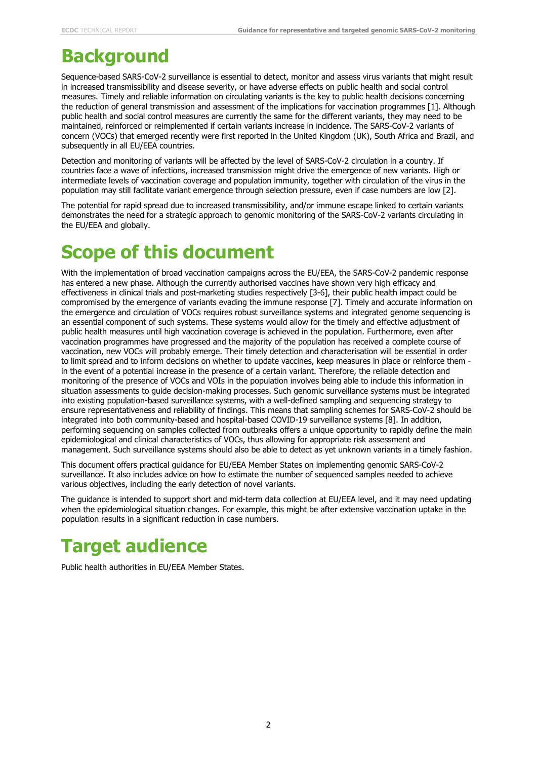# Background

Sequence-based SARS-CoV-2 surveillance is essential to detect, monitor and assess virus variants that might result in increased transmissibility and disease severity, or have adverse effects on public health and social control measures. Timely and reliable information on circulating variants is the key to public health decisions concerning the reduction of general transmission and assessment of the implications for vaccination programmes [1]. Although public health and social control measures are currently the same for the different variants, they may need to be maintained, reinforced or reimplemented if certain variants increase in incidence. The SARS-CoV-2 variants of concern (VOCs) that emerged recently were first reported in the United Kingdom (UK), South Africa and Brazil, and subsequently in all EU/EEA countries.

Detection and monitoring of variants will be affected by the level of SARS-CoV-2 circulation in a country. If countries face a wave of infections, increased transmission might drive the emergence of new variants. High or intermediate levels of vaccination coverage and population immunity, together with circulation of the virus in the population may still facilitate variant emergence through selection pressure, even if case numbers are low [2].

The potential for rapid spread due to increased transmissibility, and/or immune escape linked to certain variants demonstrates the need for a strategic approach to genomic monitoring of the SARS-CoV-2 variants circulating in the EU/EEA and globally.

# Scope of this document

With the implementation of broad vaccination campaigns across the EU/EEA, the SARS-CoV-2 pandemic response has entered a new phase. Although the currently authorised vaccines have shown very high efficacy and effectiveness in clinical trials and post-marketing studies respectively [3-6], their public health impact could be compromised by the emergence of variants evading the immune response [7]. Timely and accurate information on the emergence and circulation of VOCs requires robust surveillance systems and integrated genome sequencing is an essential component of such systems. These systems would allow for the timely and effective adjustment of public health measures until high vaccination coverage is achieved in the population. Furthermore, even after vaccination programmes have progressed and the majority of the population has received a complete course of vaccination, new VOCs will probably emerge. Their timely detection and characterisation will be essential in order to limit spread and to inform decisions on whether to update vaccines, keep measures in place or reinforce them - in the event of a potential increase in the presence of a certain variant. Therefore, the reliable detection and monitoring of the presence of VOCs and VOIs in the population involves being able to include this information in situation assessments to guide decision-making processes. Such genomic surveillance systems must be integrated into existing population-based surveillance systems, with a well-defined sampling and sequencing strategy to ensure representativeness and reliability of findings. This means that sampling schemes for SARS-CoV-2 should be integrated into both community-based and hospital-based COVID-19 surveillance systems [8]. In addition, performing sequencing on samples collected from outbreaks offers a unique opportunity to rapidly define the main epidemiological and clinical characteristics of VOCs, thus allowing for appropriate risk assessment and management. Such surveillance systems should also be able to detect as yet unknown variants in a timely fashion.

This document offers practical guidance for EU/EEA Member States on implementing genomic SARS-CoV-2 surveillance. It also includes advice on how to estimate the number of sequenced samples needed to achieve various objectives, including the early detection of novel variants.

The guidance is intended to support short and mid-term data collection at EU/EEA level, and it may need updating when the epidemiological situation changes. For example, this might be after extensive vaccination uptake in the population results in a significant reduction in case numbers.

# Target audience

Public health authorities in EU/EEA Member States.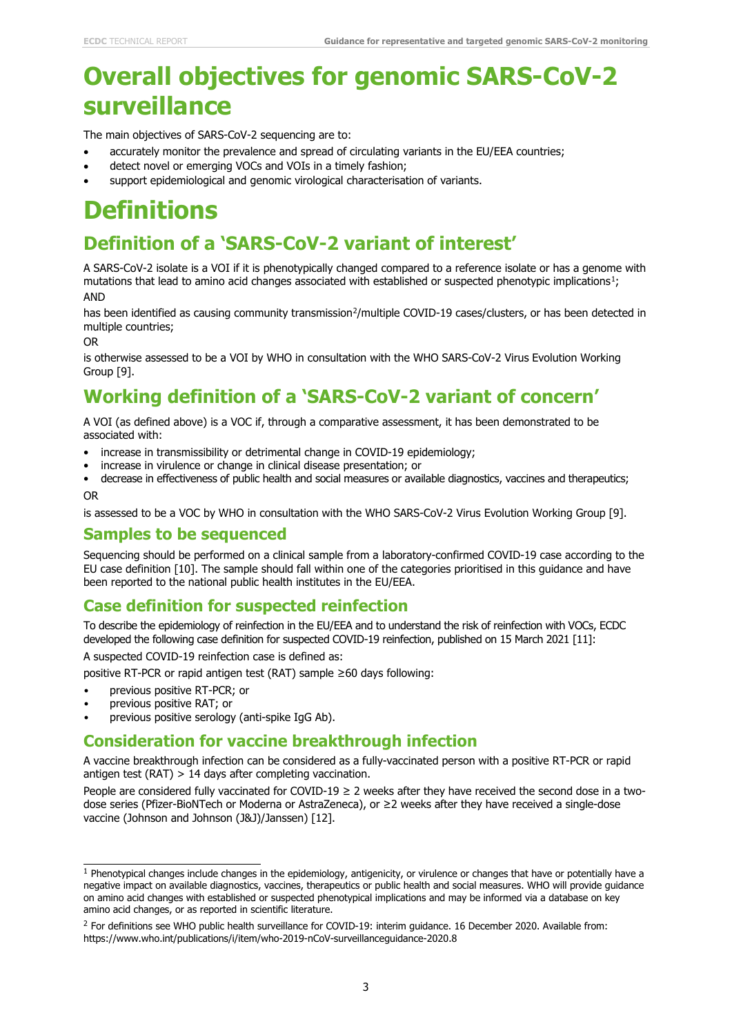# Overall objectives for genomic SARS-CoV-2 surveillance

The main objectives of SARS-CoV-2 sequencing are to:

- accurately monitor the prevalence and spread of circulating variants in the EU/EEA countries;
- detect novel or emerging VOCs and VOIs in a timely fashion;
- support epidemiological and genomic virological characterisation of variants.

# Definitions

## Definition of a 'SARS-CoV-2 variant of interest'

A SARS-CoV-2 isolate is a VOI if it is phenotypically changed compared to a reference isolate or has a genome with mutations that lead to amino acid changes associated with established or suspected phenotypic implications[1];

AND

has been identified as causing community transmission[2]/multiple COVID-19 cases/clusters, or has been detected in multiple countries;

OR

is otherwise assessed to be a VOI by WHO in consultation with the WHO SARS-CoV-2 Virus Evolution Working Group [9].

## Working definition of a 'SARS-CoV-2 variant of concern'

A VOI (as defined above) is a VOC if, through a comparative assessment, it has been demonstrated to be associated with:

- increase in transmissibility or detrimental change in COVID-19 epidemiology;
- increase in virulence or change in clinical disease presentation; or
- decrease in effectiveness of public health and social measures or available diagnostics, vaccines and therapeutics;

OR

is assessed to be a VOC by WHO in consultation with the WHO SARS-CoV-2 Virus Evolution Working Group [9].

### Samples to be sequenced

Sequencing should be performed on a clinical sample from a laboratory-confirmed COVID-19 case according to the EU case definition [10]. The sample should fall within one of the categories prioritised in this guidance and have been reported to the national public health institutes in the EU/EEA.

### Case definition for suspected reinfection

To describe the epidemiology of reinfection in the EU/EEA and to understand the risk of reinfection with VOCs, ECDC developed the following case definition for suspected COVID-19 reinfection, published on 15 March 2021 [11]:

A suspected COVID-19 reinfection case is defined as:

positive RT-PCR or rapid antigen test (RAT) sample ≥60 days following:

- previous positive RT-PCR; or
- previous positive RAT; or
- previous positive serology (anti-spike IgG Ab).

### Consideration for vaccine breakthrough infection

A vaccine breakthrough infection can be considered as a fully-vaccinated person with a positive RT-PCR or rapid antigen test (RAT) > 14 days after completing vaccination.

People are considered fully vaccinated for COVID-19 ≥ 2 weeks after they have received the second dose in a two-dose series (Pfizer-BioNTech or Moderna or AstraZeneca), or ≥2 weeks after they have received a single-dose vaccine (Johnson and Johnson (J&J)/Janssen) [12].

---

[1] Phenotypical changes include changes in the epidemiology, antigenicity, or virulence or changes that have or potentially have a negative impact on available diagnostics, vaccines, therapeutics or public health and social measures. WHO will provide guidance on amino acid changes with established or suspected phenotypical implications and may be informed via a database on key amino acid changes, or as reported in scientific literature.

[2] For definitions see WHO public health surveillance for COVID-19: interim guidance. 16 December 2020. Available from: https://www.who.int/publications/i/item/who-2019-nCoV-surveillanceguidance-2020.8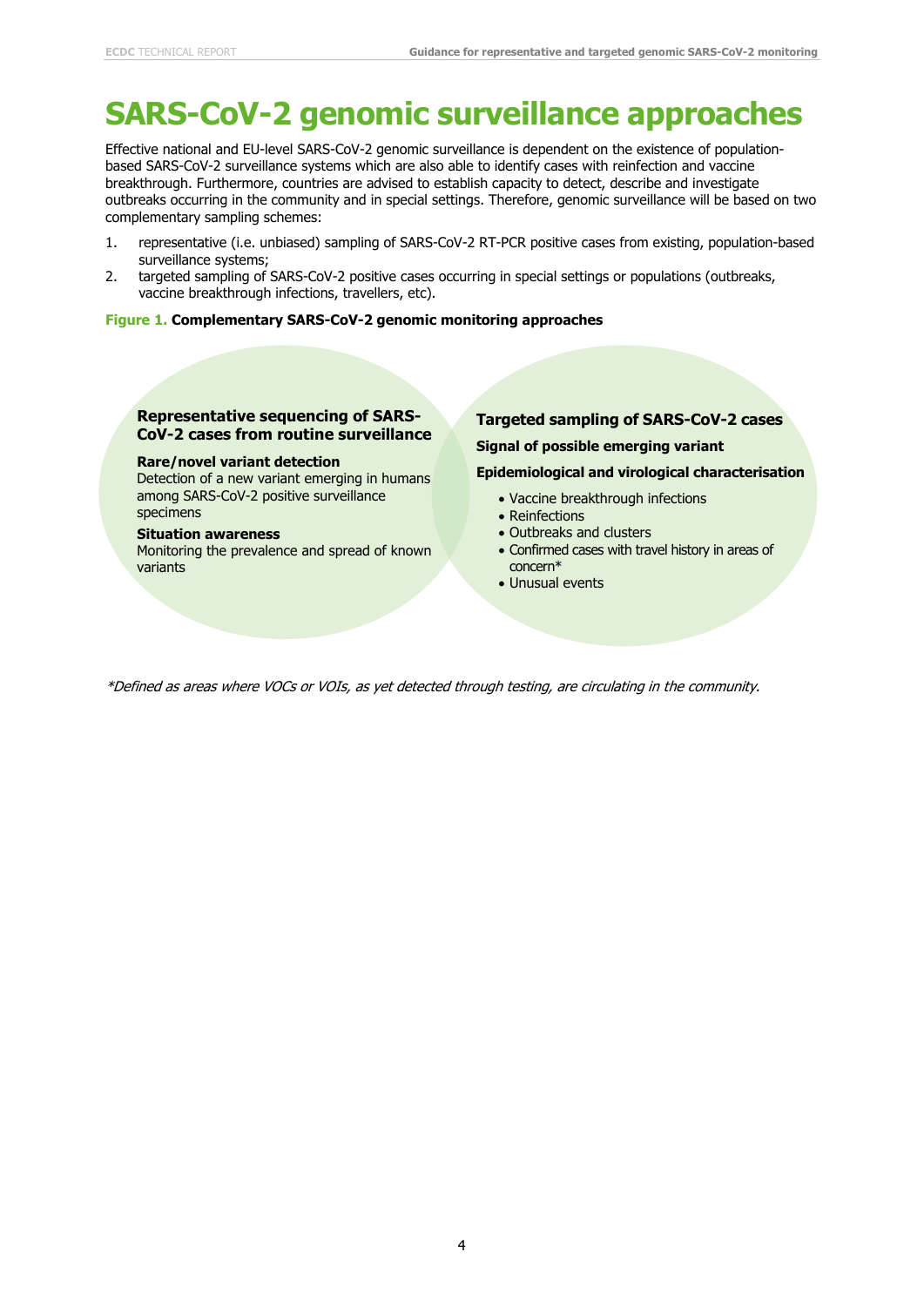# SARS-CoV-2 genomic surveillance approaches

Effective national and EU-level SARS-CoV-2 genomic surveillance is dependent on the existence of population-based SARS-CoV-2 surveillance systems which are also able to identify cases with reinfection and vaccine breakthrough. Furthermore, countries are advised to establish capacity to detect, describe and investigate outbreaks occurring in the community and in special settings. Therefore, genomic surveillance will be based on two complementary sampling schemes:

1. representative (i.e. unbiased) sampling of SARS-CoV-2 RT-PCR positive cases from existing, population-based surveillance systems;
2. targeted sampling of SARS-CoV-2 positive cases occurring in special settings or populations (outbreaks, vaccine breakthrough infections, travellers, etc).

**Figure 1. Complementary SARS-CoV-2 genomic monitoring approaches**

**Representative sequencing of SARS-CoV-2 cases from routine surveillance**

**Rare/novel variant detection**
Detection of a new variant emerging in humans among SARS-CoV-2 positive surveillance specimens

**Situation awareness**
Monitoring the prevalence and spread of known variants

**Targeted sampling of SARS-CoV-2 cases**

**Signal of possible emerging variant**

**Epidemiological and virological characterisation**

- Vaccine breakthrough infections
- Reinfections
- Outbreaks and clusters
- Confirmed cases with travel history in areas of concern*
- Unusual events

*\*Defined as areas where VOCs or VOIs, as yet detected through testing, are circulating in the community.*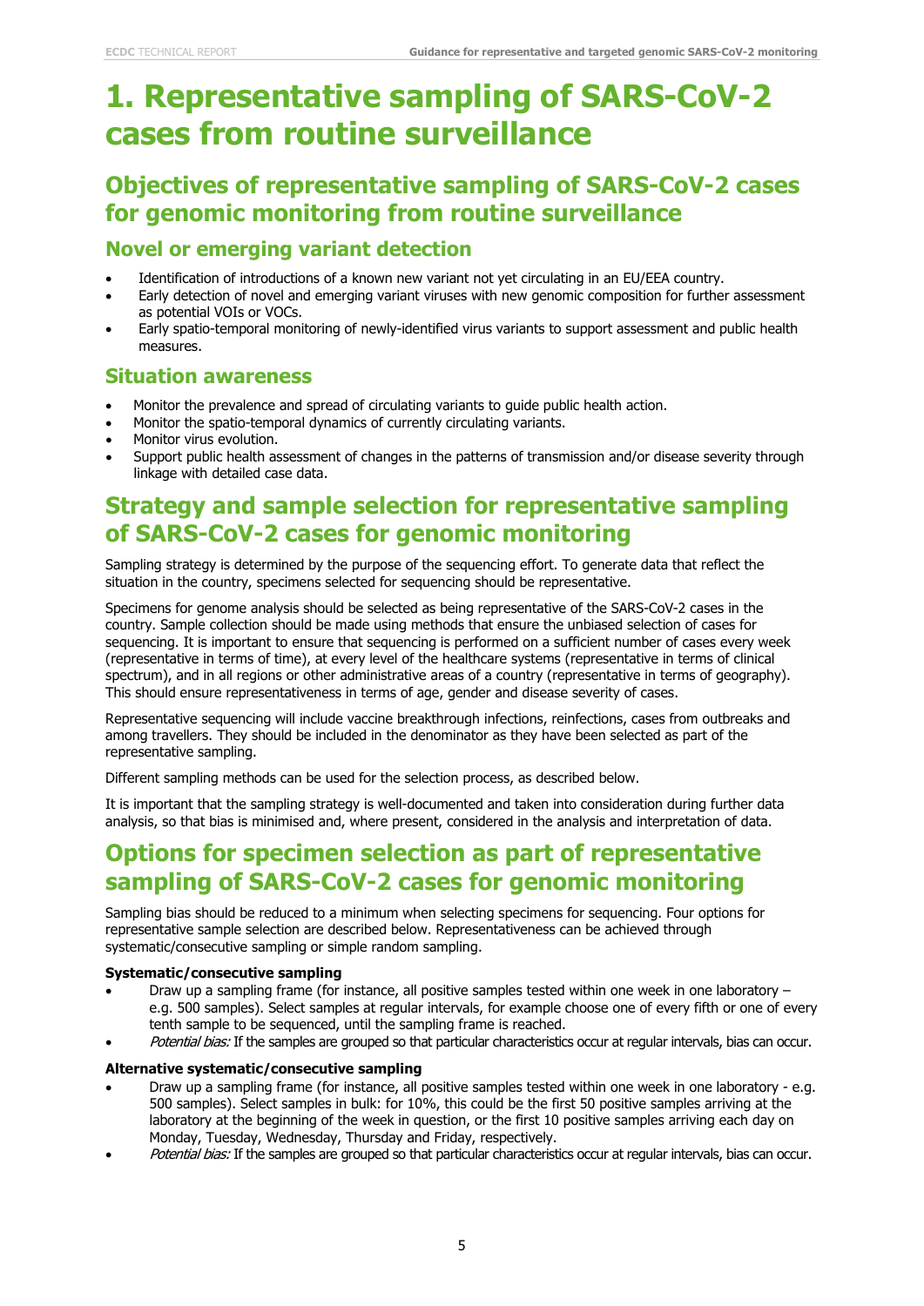# 1. Representative sampling of SARS-CoV-2 cases from routine surveillance

## Objectives of representative sampling of SARS-CoV-2 cases for genomic monitoring from routine surveillance

### Novel or emerging variant detection

- Identification of introductions of a known new variant not yet circulating in an EU/EEA country.
- Early detection of novel and emerging variant viruses with new genomic composition for further assessment as potential VOIs or VOCs.
- Early spatio-temporal monitoring of newly-identified virus variants to support assessment and public health measures.

### Situation awareness

- Monitor the prevalence and spread of circulating variants to guide public health action.
- Monitor the spatio-temporal dynamics of currently circulating variants.
- Monitor virus evolution.
- Support public health assessment of changes in the patterns of transmission and/or disease severity through linkage with detailed case data.

## Strategy and sample selection for representative sampling of SARS-CoV-2 cases for genomic monitoring

Sampling strategy is determined by the purpose of the sequencing effort. To generate data that reflect the situation in the country, specimens selected for sequencing should be representative.

Specimens for genome analysis should be selected as being representative of the SARS-CoV-2 cases in the country. Sample collection should be made using methods that ensure the unbiased selection of cases for sequencing. It is important to ensure that sequencing is performed on a sufficient number of cases every week (representative in terms of time), at every level of the healthcare systems (representative in terms of clinical spectrum), and in all regions or other administrative areas of a country (representative in terms of geography). This should ensure representativeness in terms of age, gender and disease severity of cases.

Representative sequencing will include vaccine breakthrough infections, reinfections, cases from outbreaks and among travellers. They should be included in the denominator as they have been selected as part of the representative sampling.

Different sampling methods can be used for the selection process, as described below.

It is important that the sampling strategy is well-documented and taken into consideration during further data analysis, so that bias is minimised and, where present, considered in the analysis and interpretation of data.

## Options for specimen selection as part of representative sampling of SARS-CoV-2 cases for genomic monitoring

Sampling bias should be reduced to a minimum when selecting specimens for sequencing. Four options for representative sample selection are described below. Representativeness can be achieved through systematic/consecutive sampling or simple random sampling.

**Systematic/consecutive sampling**

- Draw up a sampling frame (for instance, all positive samples tested within one week in one laboratory – e.g. 500 samples). Select samples at regular intervals, for example choose one of every fifth or one of every tenth sample to be sequenced, until the sampling frame is reached.
- *Potential bias:* If the samples are grouped so that particular characteristics occur at regular intervals, bias can occur.

**Alternative systematic/consecutive sampling**

- Draw up a sampling frame (for instance, all positive samples tested within one week in one laboratory - e.g. 500 samples). Select samples in bulk: for 10%, this could be the first 50 positive samples arriving at the laboratory at the beginning of the week in question, or the first 10 positive samples arriving each day on Monday, Tuesday, Wednesday, Thursday and Friday, respectively.
- *Potential bias:* If the samples are grouped so that particular characteristics occur at regular intervals, bias can occur.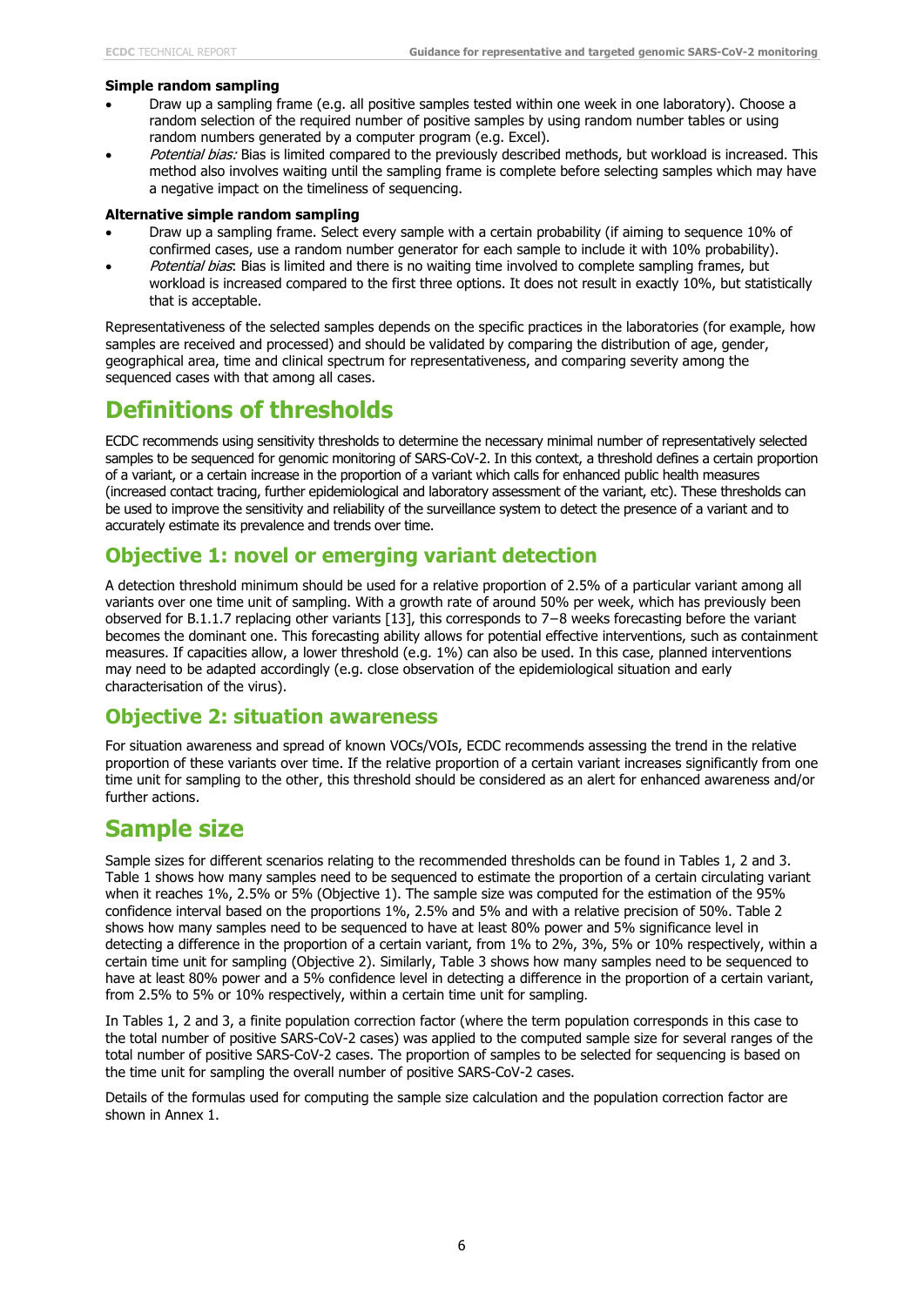**Simple random sampling**

- Draw up a sampling frame (e.g. all positive samples tested within one week in one laboratory). Choose a random selection of the required number of positive samples by using random number tables or using random numbers generated by a computer program (e.g. Excel).
- *Potential bias:* Bias is limited compared to the previously described methods, but workload is increased. This method also involves waiting until the sampling frame is complete before selecting samples which may have a negative impact on the timeliness of sequencing.

**Alternative simple random sampling**

- Draw up a sampling frame. Select every sample with a certain probability (if aiming to sequence 10% of confirmed cases, use a random number generator for each sample to include it with 10% probability).
- *Potential bias*: Bias is limited and there is no waiting time involved to complete sampling frames, but workload is increased compared to the first three options. It does not result in exactly 10%, but statistically that is acceptable.

Representativeness of the selected samples depends on the specific practices in the laboratories (for example, how samples are received and processed) and should be validated by comparing the distribution of age, gender, geographical area, time and clinical spectrum for representativeness, and comparing severity among the sequenced cases with that among all cases.

# Definitions of thresholds

ECDC recommends using sensitivity thresholds to determine the necessary minimal number of representatively selected samples to be sequenced for genomic monitoring of SARS-CoV-2. In this context, a threshold defines a certain proportion of a variant, or a certain increase in the proportion of a variant which calls for enhanced public health measures (increased contact tracing, further epidemiological and laboratory assessment of the variant, etc). These thresholds can be used to improve the sensitivity and reliability of the surveillance system to detect the presence of a variant and to accurately estimate its prevalence and trends over time.

## Objective 1: novel or emerging variant detection

A detection threshold minimum should be used for a relative proportion of 2.5% of a particular variant among all variants over one time unit of sampling. With a growth rate of around 50% per week, which has previously been observed for B.1.1.7 replacing other variants [13], this corresponds to 7−8 weeks forecasting before the variant becomes the dominant one. This forecasting ability allows for potential effective interventions, such as containment measures. If capacities allow, a lower threshold (e.g. 1%) can also be used. In this case, planned interventions may need to be adapted accordingly (e.g. close observation of the epidemiological situation and early characterisation of the virus).

## Objective 2: situation awareness

For situation awareness and spread of known VOCs/VOIs, ECDC recommends assessing the trend in the relative proportion of these variants over time. If the relative proportion of a certain variant increases significantly from one time unit for sampling to the other, this threshold should be considered as an alert for enhanced awareness and/or further actions.

# Sample size

Sample sizes for different scenarios relating to the recommended thresholds can be found in Tables 1, 2 and 3. Table 1 shows how many samples need to be sequenced to estimate the proportion of a certain circulating variant when it reaches 1%, 2.5% or 5% (Objective 1). The sample size was computed for the estimation of the 95% confidence interval based on the proportions 1%, 2.5% and 5% and with a relative precision of 50%. Table 2 shows how many samples need to be sequenced to have at least 80% power and 5% significance level in detecting a difference in the proportion of a certain variant, from 1% to 2%, 3%, 5% or 10% respectively, within a certain time unit for sampling (Objective 2). Similarly, Table 3 shows how many samples need to be sequenced to have at least 80% power and a 5% confidence level in detecting a difference in the proportion of a certain variant, from 2.5% to 5% or 10% respectively, within a certain time unit for sampling.

In Tables 1, 2 and 3, a finite population correction factor (where the term population corresponds in this case to the total number of positive SARS-CoV-2 cases) was applied to the computed sample size for several ranges of the total number of positive SARS-CoV-2 cases. The proportion of samples to be selected for sequencing is based on the time unit for sampling the overall number of positive SARS-CoV-2 cases.

Details of the formulas used for computing the sample size calculation and the population correction factor are shown in Annex 1.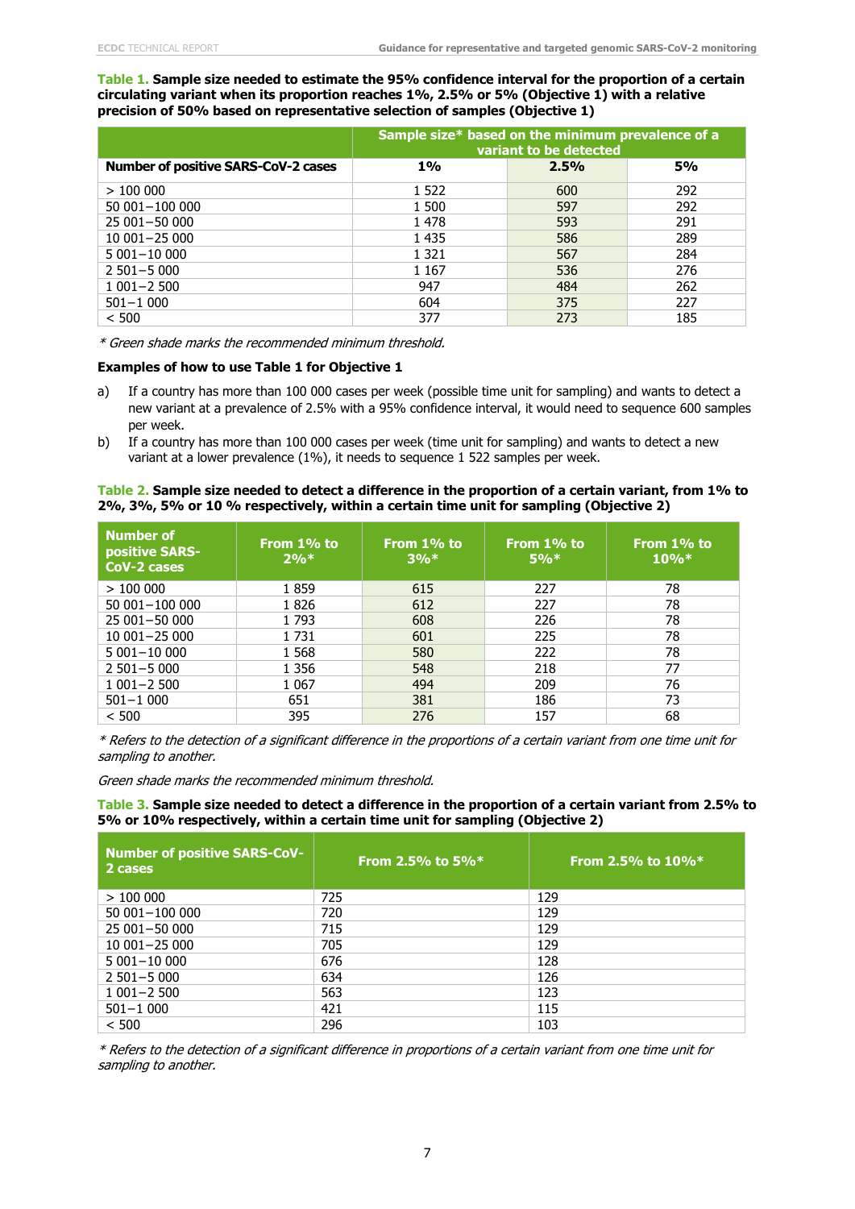**Table 1. Sample size needed to estimate the 95% confidence interval for the proportion of a certain circulating variant when its proportion reaches 1%, 2.5% or 5% (Objective 1) with a relative precision of 50% based on representative selection of samples (Objective 1)**

| | Sample size* based on the minimum prevalence of a variant to be detected | | |
|---|---|---|---|
| **Number of positive SARS-CoV-2 cases** | **1%** | **2.5%** | **5%** |
| > 100 000 | 1 522 | 600 | 292 |
| 50 001−100 000 | 1 500 | 597 | 292 |
| 25 001−50 000 | 1 478 | 593 | 291 |
| 10 001−25 000 | 1 435 | 586 | 289 |
| 5 001−10 000 | 1 321 | 567 | 284 |
| 2 501−5 000 | 1 167 | 536 | 276 |
| 1 001−2 500 | 947 | 484 | 262 |
| 501−1 000 | 604 | 375 | 227 |
| < 500 | 377 | 273 | 185 |

*\* Green shade marks the recommended minimum threshold.*

**Examples of how to use Table 1 for Objective 1**

a) If a country has more than 100 000 cases per week (possible time unit for sampling) and wants to detect a new variant at a prevalence of 2.5% with a 95% confidence interval, it would need to sequence 600 samples per week.

b) If a country has more than 100 000 cases per week (time unit for sampling) and wants to detect a new variant at a lower prevalence (1%), it needs to sequence 1 522 samples per week.

**Table 2. Sample size needed to detect a difference in the proportion of a certain variant, from 1% to 2%, 3%, 5% or 10 % respectively, within a certain time unit for sampling (Objective 2)**

| Number of positive SARS-CoV-2 cases | From 1% to 2%* | From 1% to 3%* | From 1% to 5%* | From 1% to 10%* |
|---|---|---|---|---|
| > 100 000 | 1 859 | 615 | 227 | 78 |
| 50 001−100 000 | 1 826 | 612 | 227 | 78 |
| 25 001−50 000 | 1 793 | 608 | 226 | 78 |
| 10 001−25 000 | 1 731 | 601 | 225 | 78 |
| 5 001−10 000 | 1 568 | 580 | 222 | 78 |
| 2 501−5 000 | 1 356 | 548 | 218 | 77 |
| 1 001−2 500 | 1 067 | 494 | 209 | 76 |
| 501−1 000 | 651 | 381 | 186 | 73 |
| < 500 | 395 | 276 | 157 | 68 |

*\* Refers to the detection of a significant difference in the proportions of a certain variant from one time unit for sampling to another.*

*Green shade marks the recommended minimum threshold.*

**Table 3. Sample size needed to detect a difference in the proportion of a certain variant from 2.5% to 5% or 10% respectively, within a certain time unit for sampling (Objective 2)**

| Number of positive SARS-CoV-2 cases | From 2.5% to 5%* | From 2.5% to 10%* |
|---|---|---|
| > 100 000 | 725 | 129 |
| 50 001−100 000 | 720 | 129 |
| 25 001−50 000 | 715 | 129 |
| 10 001−25 000 | 705 | 129 |
| 5 001−10 000 | 676 | 128 |
| 2 501−5 000 | 634 | 126 |
| 1 001−2 500 | 563 | 123 |
| 501−1 000 | 421 | 115 |
| < 500 | 296 | 103 |

*\* Refers to the detection of a significant difference in proportions of a certain variant from one time unit for sampling to another.*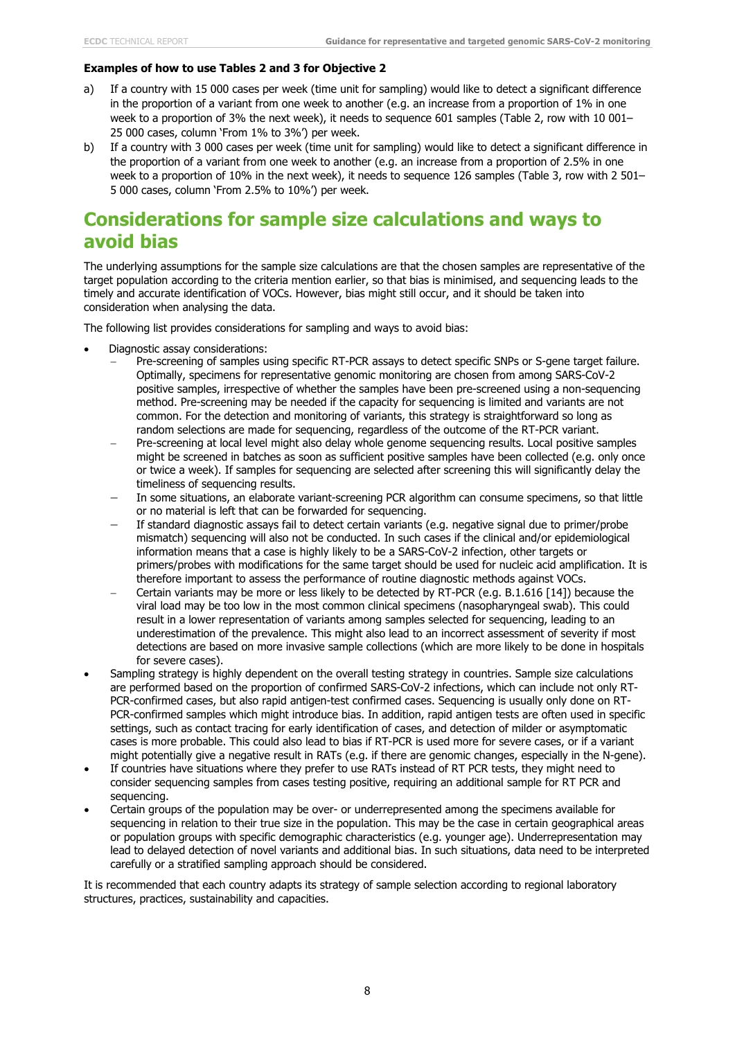**Examples of how to use Tables 2 and 3 for Objective 2**

a) If a country with 15 000 cases per week (time unit for sampling) would like to detect a significant difference in the proportion of a variant from one week to another (e.g. an increase from a proportion of 1% in one week to a proportion of 3% the next week), it needs to sequence 601 samples (Table 2, row with 10 001–25 000 cases, column 'From 1% to 3%') per week.

b) If a country with 3 000 cases per week (time unit for sampling) would like to detect a significant difference in the proportion of a variant from one week to another (e.g. an increase from a proportion of 2.5% in one week to a proportion of 10% in the next week), it needs to sequence 126 samples (Table 3, row with 2 501–5 000 cases, column 'From 2.5% to 10%') per week.

# Considerations for sample size calculations and ways to avoid bias

The underlying assumptions for the sample size calculations are that the chosen samples are representative of the target population according to the criteria mention earlier, so that bias is minimised, and sequencing leads to the timely and accurate identification of VOCs. However, bias might still occur, and it should be taken into consideration when analysing the data.

The following list provides considerations for sampling and ways to avoid bias:

- Diagnostic assay considerations:
  - Pre-screening of samples using specific RT-PCR assays to detect specific SNPs or S-gene target failure. Optimally, specimens for representative genomic monitoring are chosen from among SARS-CoV-2 positive samples, irrespective of whether the samples have been pre-screened using a non-sequencing method. Pre-screening may be needed if the capacity for sequencing is limited and variants are not common. For the detection and monitoring of variants, this strategy is straightforward so long as random selections are made for sequencing, regardless of the outcome of the RT-PCR variant.
  - Pre-screening at local level might also delay whole genome sequencing results. Local positive samples might be screened in batches as soon as sufficient positive samples have been collected (e.g. only once or twice a week). If samples for sequencing are selected after screening this will significantly delay the timeliness of sequencing results.
  - In some situations, an elaborate variant-screening PCR algorithm can consume specimens, so that little or no material is left that can be forwarded for sequencing.
  - If standard diagnostic assays fail to detect certain variants (e.g. negative signal due to primer/probe mismatch) sequencing will also not be conducted. In such cases if the clinical and/or epidemiological information means that a case is highly likely to be a SARS-CoV-2 infection, other targets or primers/probes with modifications for the same target should be used for nucleic acid amplification. It is therefore important to assess the performance of routine diagnostic methods against VOCs.
  - Certain variants may be more or less likely to be detected by RT-PCR (e.g. B.1.616 [14]) because the viral load may be too low in the most common clinical specimens (nasopharyngeal swab). This could result in a lower representation of variants among samples selected for sequencing, leading to an underestimation of the prevalence. This might also lead to an incorrect assessment of severity if most detections are based on more invasive sample collections (which are more likely to be done in hospitals for severe cases).
- Sampling strategy is highly dependent on the overall testing strategy in countries. Sample size calculations are performed based on the proportion of confirmed SARS-CoV-2 infections, which can include not only RT-PCR-confirmed cases, but also rapid antigen-test confirmed cases. Sequencing is usually only done on RT-PCR-confirmed samples which might introduce bias. In addition, rapid antigen tests are often used in specific settings, such as contact tracing for early identification of cases, and detection of milder or asymptomatic cases is more probable. This could also lead to bias if RT-PCR is used more for severe cases, or if a variant might potentially give a negative result in RATs (e.g. if there are genomic changes, especially in the N-gene).
- If countries have situations where they prefer to use RATs instead of RT PCR tests, they might need to consider sequencing samples from cases testing positive, requiring an additional sample for RT PCR and sequencing.
- Certain groups of the population may be over- or underrepresented among the specimens available for sequencing in relation to their true size in the population. This may be the case in certain geographical areas or population groups with specific demographic characteristics (e.g. younger age). Underrepresentation may lead to delayed detection of novel variants and additional bias. In such situations, data need to be interpreted carefully or a stratified sampling approach should be considered.

It is recommended that each country adapts its strategy of sample selection according to regional laboratory structures, practices, sustainability and capacities.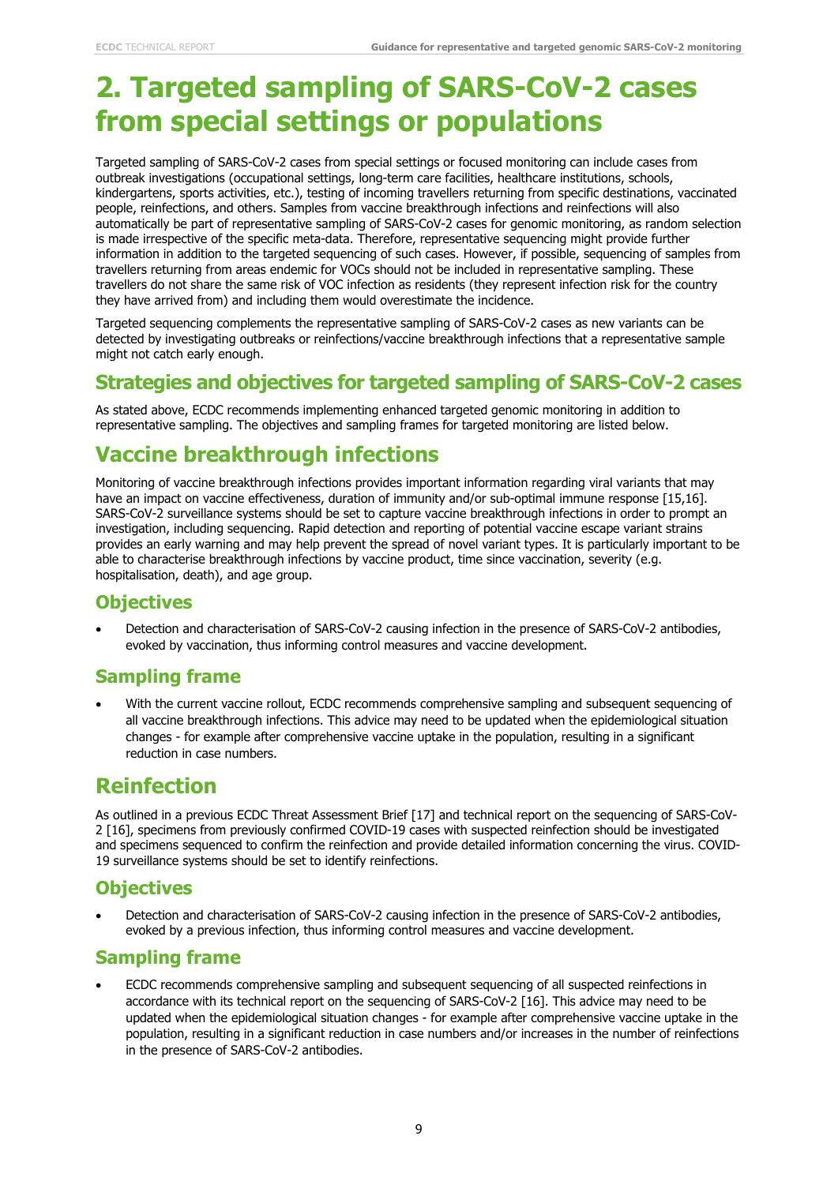# 2. Targeted sampling of SARS-CoV-2 cases from special settings or populations

Targeted sampling of SARS-CoV-2 cases from special settings or focused monitoring can include cases from outbreak investigations (occupational settings, long-term care facilities, healthcare institutions, schools, kindergartens, sports activities, etc.), testing of incoming travellers returning from specific destinations, vaccinated people, reinfections, and others. Samples from vaccine breakthrough infections and reinfections will also automatically be part of representative sampling of SARS-CoV-2 cases for genomic monitoring, as random selection is made irrespective of the specific meta-data. Therefore, representative sequencing might provide further information in addition to the targeted sequencing of such cases. However, if possible, sequencing of samples from travellers returning from areas endemic for VOCs should not be included in representative sampling. These travellers do not share the same risk of VOC infection as residents (they represent infection risk for the country they have arrived from) and including them would overestimate the incidence.

Targeted sequencing complements the representative sampling of SARS-CoV-2 cases as new variants can be detected by investigating outbreaks or reinfections/vaccine breakthrough infections that a representative sample might not catch early enough.

## Strategies and objectives for targeted sampling of SARS-CoV-2 cases

As stated above, ECDC recommends implementing enhanced targeted genomic monitoring in addition to representative sampling. The objectives and sampling frames for targeted monitoring are listed below.

## Vaccine breakthrough infections

Monitoring of vaccine breakthrough infections provides important information regarding viral variants that may have an impact on vaccine effectiveness, duration of immunity and/or sub-optimal immune response [15,16]. SARS-CoV-2 surveillance systems should be set to capture vaccine breakthrough infections in order to prompt an investigation, including sequencing. Rapid detection and reporting of potential vaccine escape variant strains provides an early warning and may help prevent the spread of novel variant types. It is particularly important to be able to characterise breakthrough infections by vaccine product, time since vaccination, severity (e.g. hospitalisation, death), and age group.

### Objectives

- Detection and characterisation of SARS-CoV-2 causing infection in the presence of SARS-CoV-2 antibodies, evoked by vaccination, thus informing control measures and vaccine development.

### Sampling frame

- With the current vaccine rollout, ECDC recommends comprehensive sampling and subsequent sequencing of all vaccine breakthrough infections. This advice may need to be updated when the epidemiological situation changes - for example after comprehensive vaccine uptake in the population, resulting in a significant reduction in case numbers.

## Reinfection

As outlined in a previous ECDC Threat Assessment Brief [17] and technical report on the sequencing of SARS-CoV-2 [16], specimens from previously confirmed COVID-19 cases with suspected reinfection should be investigated and specimens sequenced to confirm the reinfection and provide detailed information concerning the virus. COVID-19 surveillance systems should be set to identify reinfections.

### Objectives

- Detection and characterisation of SARS-CoV-2 causing infection in the presence of SARS-CoV-2 antibodies, evoked by a previous infection, thus informing control measures and vaccine development.

### Sampling frame

- ECDC recommends comprehensive sampling and subsequent sequencing of all suspected reinfections in accordance with its technical report on the sequencing of SARS-CoV-2 [16]. This advice may need to be updated when the epidemiological situation changes - for example after comprehensive vaccine uptake in the population, resulting in a significant reduction in case numbers and/or increases in the number of reinfections in the presence of SARS-CoV-2 antibodies.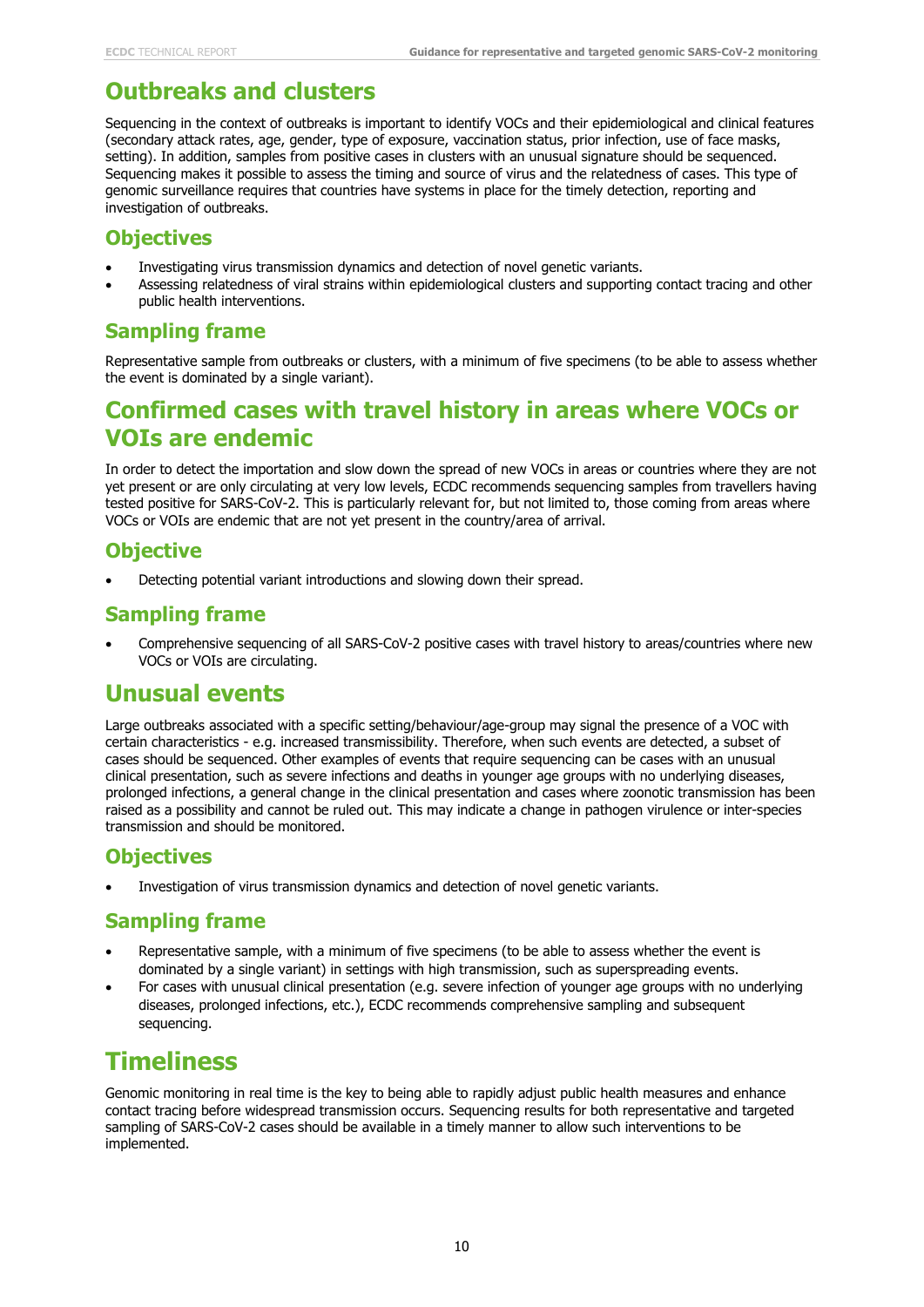## Outbreaks and clusters

Sequencing in the context of outbreaks is important to identify VOCs and their epidemiological and clinical features (secondary attack rates, age, gender, type of exposure, vaccination status, prior infection, use of face masks, setting). In addition, samples from positive cases in clusters with an unusual signature should be sequenced. Sequencing makes it possible to assess the timing and source of virus and the relatedness of cases. This type of genomic surveillance requires that countries have systems in place for the timely detection, reporting and investigation of outbreaks.

### Objectives

- Investigating virus transmission dynamics and detection of novel genetic variants.
- Assessing relatedness of viral strains within epidemiological clusters and supporting contact tracing and other public health interventions.

### Sampling frame

Representative sample from outbreaks or clusters, with a minimum of five specimens (to be able to assess whether the event is dominated by a single variant).

## Confirmed cases with travel history in areas where VOCs or VOIs are endemic

In order to detect the importation and slow down the spread of new VOCs in areas or countries where they are not yet present or are only circulating at very low levels, ECDC recommends sequencing samples from travellers having tested positive for SARS-CoV-2. This is particularly relevant for, but not limited to, those coming from areas where VOCs or VOIs are endemic that are not yet present in the country/area of arrival.

### Objective

- Detecting potential variant introductions and slowing down their spread.

### Sampling frame

- Comprehensive sequencing of all SARS-CoV-2 positive cases with travel history to areas/countries where new VOCs or VOIs are circulating.

## Unusual events

Large outbreaks associated with a specific setting/behaviour/age-group may signal the presence of a VOC with certain characteristics - e.g. increased transmissibility. Therefore, when such events are detected, a subset of cases should be sequenced. Other examples of events that require sequencing can be cases with an unusual clinical presentation, such as severe infections and deaths in younger age groups with no underlying diseases, prolonged infections, a general change in the clinical presentation and cases where zoonotic transmission has been raised as a possibility and cannot be ruled out. This may indicate a change in pathogen virulence or inter-species transmission and should be monitored.

### Objectives

- Investigation of virus transmission dynamics and detection of novel genetic variants.

### Sampling frame

- Representative sample, with a minimum of five specimens (to be able to assess whether the event is dominated by a single variant) in settings with high transmission, such as superspreading events.
- For cases with unusual clinical presentation (e.g. severe infection of younger age groups with no underlying diseases, prolonged infections, etc.), ECDC recommends comprehensive sampling and subsequent sequencing.

# Timeliness

Genomic monitoring in real time is the key to being able to rapidly adjust public health measures and enhance contact tracing before widespread transmission occurs. Sequencing results for both representative and targeted sampling of SARS-CoV-2 cases should be available in a timely manner to allow such interventions to be implemented.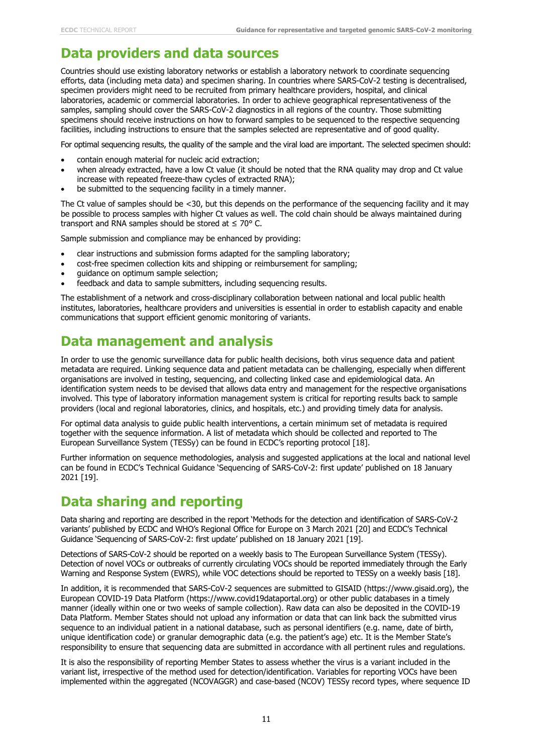# Data providers and data sources

Countries should use existing laboratory networks or establish a laboratory network to coordinate sequencing efforts, data (including meta data) and specimen sharing. In countries where SARS-CoV-2 testing is decentralised, specimen providers might need to be recruited from primary healthcare providers, hospital, and clinical laboratories, academic or commercial laboratories. In order to achieve geographical representativeness of the samples, sampling should cover the SARS-CoV-2 diagnostics in all regions of the country. Those submitting specimens should receive instructions on how to forward samples to be sequenced to the respective sequencing facilities, including instructions to ensure that the samples selected are representative and of good quality.

For optimal sequencing results, the quality of the sample and the viral load are important. The selected specimen should:

- contain enough material for nucleic acid extraction;
- when already extracted, have a low Ct value (it should be noted that the RNA quality may drop and Ct value increase with repeated freeze-thaw cycles of extracted RNA);
- be submitted to the sequencing facility in a timely manner.

The Ct value of samples should be <30, but this depends on the performance of the sequencing facility and it may be possible to process samples with higher Ct values as well. The cold chain should be always maintained during transport and RNA samples should be stored at ≤ 70° C.

Sample submission and compliance may be enhanced by providing:

- clear instructions and submission forms adapted for the sampling laboratory;
- cost-free specimen collection kits and shipping or reimbursement for sampling;
- guidance on optimum sample selection;
- feedback and data to sample submitters, including sequencing results.

The establishment of a network and cross-disciplinary collaboration between national and local public health institutes, laboratories, healthcare providers and universities is essential in order to establish capacity and enable communications that support efficient genomic monitoring of variants.

# Data management and analysis

In order to use the genomic surveillance data for public health decisions, both virus sequence data and patient metadata are required. Linking sequence data and patient metadata can be challenging, especially when different organisations are involved in testing, sequencing, and collecting linked case and epidemiological data. An identification system needs to be devised that allows data entry and management for the respective organisations involved. This type of laboratory information management system is critical for reporting results back to sample providers (local and regional laboratories, clinics, and hospitals, etc.) and providing timely data for analysis.

For optimal data analysis to guide public health interventions, a certain minimum set of metadata is required together with the sequence information. A list of metadata which should be collected and reported to The European Surveillance System (TESSy) can be found in ECDC's reporting protocol [18].

Further information on sequence methodologies, analysis and suggested applications at the local and national level can be found in ECDC's Technical Guidance 'Sequencing of SARS-CoV-2: first update' published on 18 January 2021 [19].

# Data sharing and reporting

Data sharing and reporting are described in the report 'Methods for the detection and identification of SARS-CoV-2 variants' published by ECDC and WHO's Regional Office for Europe on 3 March 2021 [20] and ECDC's Technical Guidance 'Sequencing of SARS-CoV-2: first update' published on 18 January 2021 [19].

Detections of SARS-CoV-2 should be reported on a weekly basis to The European Surveillance System (TESSy). Detection of novel VOCs or outbreaks of currently circulating VOCs should be reported immediately through the Early Warning and Response System (EWRS), while VOC detections should be reported to TESSy on a weekly basis [18].

In addition, it is recommended that SARS-CoV-2 sequences are submitted to GISAID (https://www.gisaid.org), the European COVID-19 Data Platform (https://www.covid19dataportal.org) or other public databases in a timely manner (ideally within one or two weeks of sample collection). Raw data can also be deposited in the COVID-19 Data Platform. Member States should not upload any information or data that can link back the submitted virus sequence to an individual patient in a national database, such as personal identifiers (e.g. name, date of birth, unique identification code) or granular demographic data (e.g. the patient's age) etc. It is the Member State's responsibility to ensure that sequencing data are submitted in accordance with all pertinent rules and regulations.

It is also the responsibility of reporting Member States to assess whether the virus is a variant included in the variant list, irrespective of the method used for detection/identification. Variables for reporting VOCs have been implemented within the aggregated (NCOVAGGR) and case-based (NCOV) TESSy record types, where sequence ID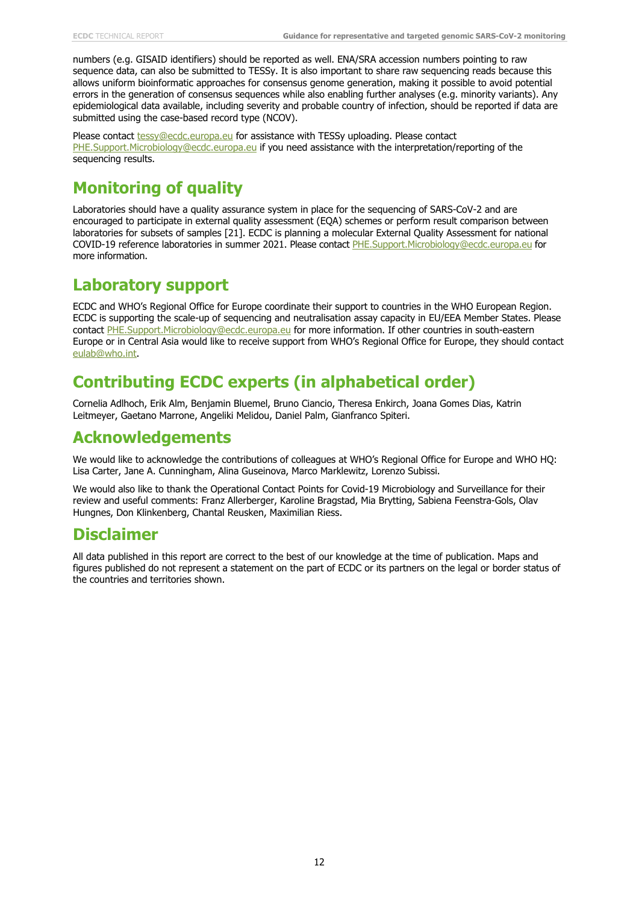numbers (e.g. GISAID identifiers) should be reported as well. ENA/SRA accession numbers pointing to raw sequence data, can also be submitted to TESSy. It is also important to share raw sequencing reads because this allows uniform bioinformatic approaches for consensus genome generation, making it possible to avoid potential errors in the generation of consensus sequences while also enabling further analyses (e.g. minority variants). Any epidemiological data available, including severity and probable country of infection, should be reported if data are submitted using the case-based record type (NCOV).

Please contact tessy@ecdc.europa.eu for assistance with TESSy uploading. Please contact PHE.Support.Microbiology@ecdc.europa.eu if you need assistance with the interpretation/reporting of the sequencing results.

# Monitoring of quality

Laboratories should have a quality assurance system in place for the sequencing of SARS-CoV-2 and are encouraged to participate in external quality assessment (EQA) schemes or perform result comparison between laboratories for subsets of samples [21]. ECDC is planning a molecular External Quality Assessment for national COVID-19 reference laboratories in summer 2021. Please contact PHE.Support.Microbiology@ecdc.europa.eu for more information.

# Laboratory support

ECDC and WHO's Regional Office for Europe coordinate their support to countries in the WHO European Region. ECDC is supporting the scale-up of sequencing and neutralisation assay capacity in EU/EEA Member States. Please contact PHE.Support.Microbiology@ecdc.europa.eu for more information. If other countries in south-eastern Europe or in Central Asia would like to receive support from WHO's Regional Office for Europe, they should contact eulab@who.int.

# Contributing ECDC experts (in alphabetical order)

Cornelia Adlhoch, Erik Alm, Benjamin Bluemel, Bruno Ciancio, Theresa Enkirch, Joana Gomes Dias, Katrin Leitmeyer, Gaetano Marrone, Angeliki Melidou, Daniel Palm, Gianfranco Spiteri.

# Acknowledgements

We would like to acknowledge the contributions of colleagues at WHO's Regional Office for Europe and WHO HQ: Lisa Carter, Jane A. Cunningham, Alina Guseinova, Marco Marklewitz, Lorenzo Subissi.

We would also like to thank the Operational Contact Points for Covid-19 Microbiology and Surveillance for their review and useful comments: Franz Allerberger, Karoline Bragstad, Mia Brytting, Sabiena Feenstra-Gols, Olav Hungnes, Don Klinkenberg, Chantal Reusken, Maximilian Riess.

# Disclaimer

All data published in this report are correct to the best of our knowledge at the time of publication. Maps and figures published do not represent a statement on the part of ECDC or its partners on the legal or border status of the countries and territories shown.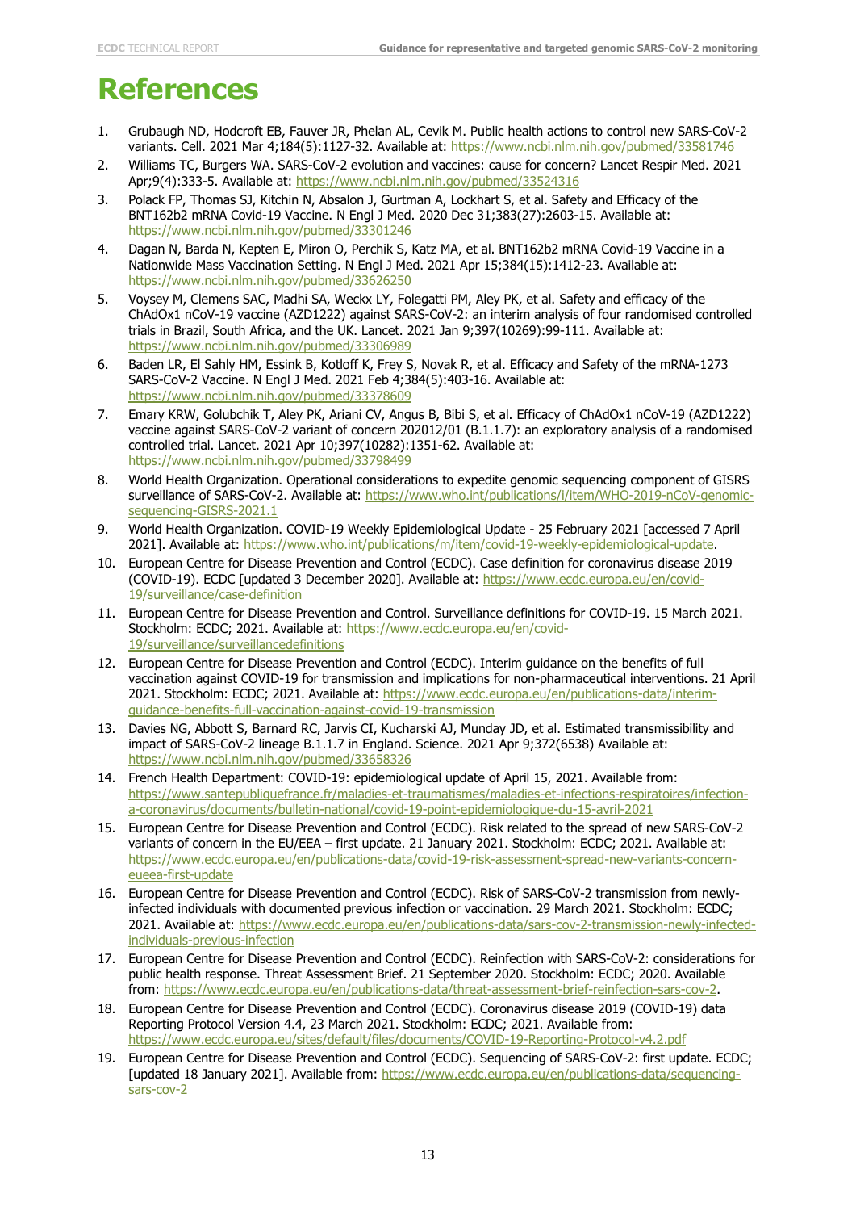# References

1. Grubaugh ND, Hodcroft EB, Fauver JR, Phelan AL, Cevik M. Public health actions to control new SARS-CoV-2 variants. Cell. 2021 Mar 4;184(5):1127-32. Available at: https://www.ncbi.nlm.nih.gov/pubmed/33581746
2. Williams TC, Burgers WA. SARS-CoV-2 evolution and vaccines: cause for concern? Lancet Respir Med. 2021 Apr;9(4):333-5. Available at: https://www.ncbi.nlm.nih.gov/pubmed/33524316
3. Polack FP, Thomas SJ, Kitchin N, Absalon J, Gurtman A, Lockhart S, et al. Safety and Efficacy of the BNT162b2 mRNA Covid-19 Vaccine. N Engl J Med. 2020 Dec 31;383(27):2603-15. Available at: https://www.ncbi.nlm.nih.gov/pubmed/33301246
4. Dagan N, Barda N, Kepten E, Miron O, Perchik S, Katz MA, et al. BNT162b2 mRNA Covid-19 Vaccine in a Nationwide Mass Vaccination Setting. N Engl J Med. 2021 Apr 15;384(15):1412-23. Available at: https://www.ncbi.nlm.nih.gov/pubmed/33626250
5. Voysey M, Clemens SAC, Madhi SA, Weckx LY, Folegatti PM, Aley PK, et al. Safety and efficacy of the ChAdOx1 nCoV-19 vaccine (AZD1222) against SARS-CoV-2: an interim analysis of four randomised controlled trials in Brazil, South Africa, and the UK. Lancet. 2021 Jan 9;397(10269):99-111. Available at: https://www.ncbi.nlm.nih.gov/pubmed/33306989
6. Baden LR, El Sahly HM, Essink B, Kotloff K, Frey S, Novak R, et al. Efficacy and Safety of the mRNA-1273 SARS-CoV-2 Vaccine. N Engl J Med. 2021 Feb 4;384(5):403-16. Available at: https://www.ncbi.nlm.nih.gov/pubmed/33378609
7. Emary KRW, Golubchik T, Aley PK, Ariani CV, Angus B, Bibi S, et al. Efficacy of ChAdOx1 nCoV-19 (AZD1222) vaccine against SARS-CoV-2 variant of concern 202012/01 (B.1.1.7): an exploratory analysis of a randomised controlled trial. Lancet. 2021 Apr 10;397(10282):1351-62. Available at: https://www.ncbi.nlm.nih.gov/pubmed/33798499
8. World Health Organization. Operational considerations to expedite genomic sequencing component of GISRS surveillance of SARS-CoV-2. Available at: https://www.who.int/publications/i/item/WHO-2019-nCoV-genomic-sequencing-GISRS-2021.1
9. World Health Organization. COVID-19 Weekly Epidemiological Update - 25 February 2021 [accessed 7 April 2021]. Available at: https://www.who.int/publications/m/item/covid-19-weekly-epidemiological-update.
10. European Centre for Disease Prevention and Control (ECDC). Case definition for coronavirus disease 2019 (COVID-19). ECDC [updated 3 December 2020]. Available at: https://www.ecdc.europa.eu/en/covid-19/surveillance/case-definition
11. European Centre for Disease Prevention and Control. Surveillance definitions for COVID-19. 15 March 2021. Stockholm: ECDC; 2021. Available at: https://www.ecdc.europa.eu/en/covid-19/surveillance/surveillancedefinitions
12. European Centre for Disease Prevention and Control (ECDC). Interim guidance on the benefits of full vaccination against COVID-19 for transmission and implications for non-pharmaceutical interventions. 21 April 2021. Stockholm: ECDC; 2021. Available at: https://www.ecdc.europa.eu/en/publications-data/interim-guidance-benefits-full-vaccination-against-covid-19-transmission
13. Davies NG, Abbott S, Barnard RC, Jarvis CI, Kucharski AJ, Munday JD, et al. Estimated transmissibility and impact of SARS-CoV-2 lineage B.1.1.7 in England. Science. 2021 Apr 9;372(6538) Available at: https://www.ncbi.nlm.nih.gov/pubmed/33658326
14. French Health Department: COVID-19: epidemiological update of April 15, 2021. Available from: https://www.santepubliquefrance.fr/maladies-et-traumatismes/maladies-et-infections-respiratoires/infection-a-coronavirus/documents/bulletin-national/covid-19-point-epidemiologique-du-15-avril-2021
15. European Centre for Disease Prevention and Control (ECDC). Risk related to the spread of new SARS-CoV-2 variants of concern in the EU/EEA – first update. 21 January 2021. Stockholm: ECDC; 2021. Available at: https://www.ecdc.europa.eu/en/publications-data/covid-19-risk-assessment-spread-new-variants-concern-eueea-first-update
16. European Centre for Disease Prevention and Control (ECDC). Risk of SARS-CoV-2 transmission from newly-infected individuals with documented previous infection or vaccination. 29 March 2021. Stockholm: ECDC; 2021. Available at: https://www.ecdc.europa.eu/en/publications-data/sars-cov-2-transmission-newly-infected-individuals-previous-infection
17. European Centre for Disease Prevention and Control (ECDC). Reinfection with SARS-CoV-2: considerations for public health response. Threat Assessment Brief. 21 September 2020. Stockholm: ECDC; 2020. Available from: https://www.ecdc.europa.eu/en/publications-data/threat-assessment-brief-reinfection-sars-cov-2.
18. European Centre for Disease Prevention and Control (ECDC). Coronavirus disease 2019 (COVID-19) data Reporting Protocol Version 4.4, 23 March 2021. Stockholm: ECDC; 2021. Available from: https://www.ecdc.europa.eu/sites/default/files/documents/COVID-19-Reporting-Protocol-v4.2.pdf
19. European Centre for Disease Prevention and Control (ECDC). Sequencing of SARS-CoV-2: first update. ECDC; [updated 18 January 2021]. Available from: https://www.ecdc.europa.eu/en/publications-data/sequencing-sars-cov-2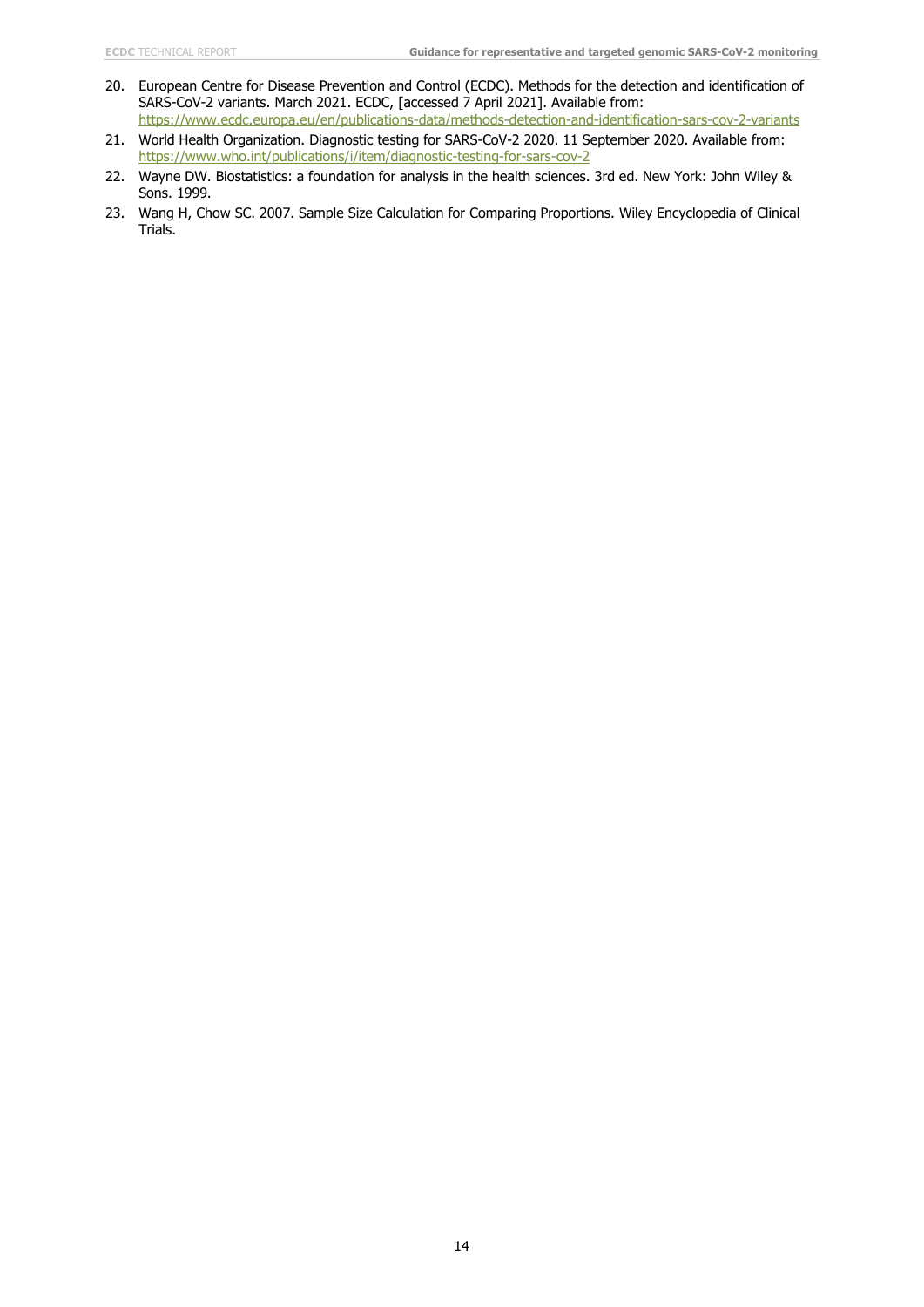20. European Centre for Disease Prevention and Control (ECDC). Methods for the detection and identification of SARS-CoV-2 variants. March 2021. ECDC, [accessed 7 April 2021]. Available from: https://www.ecdc.europa.eu/en/publications-data/methods-detection-and-identification-sars-cov-2-variants
21. World Health Organization. Diagnostic testing for SARS-CoV-2 2020. 11 September 2020. Available from: https://www.who.int/publications/i/item/diagnostic-testing-for-sars-cov-2
22. Wayne DW. Biostatistics: a foundation for analysis in the health sciences. 3rd ed. New York: John Wiley & Sons. 1999.
23. Wang H, Chow SC. 2007. Sample Size Calculation for Comparing Proportions. Wiley Encyclopedia of Clinical Trials.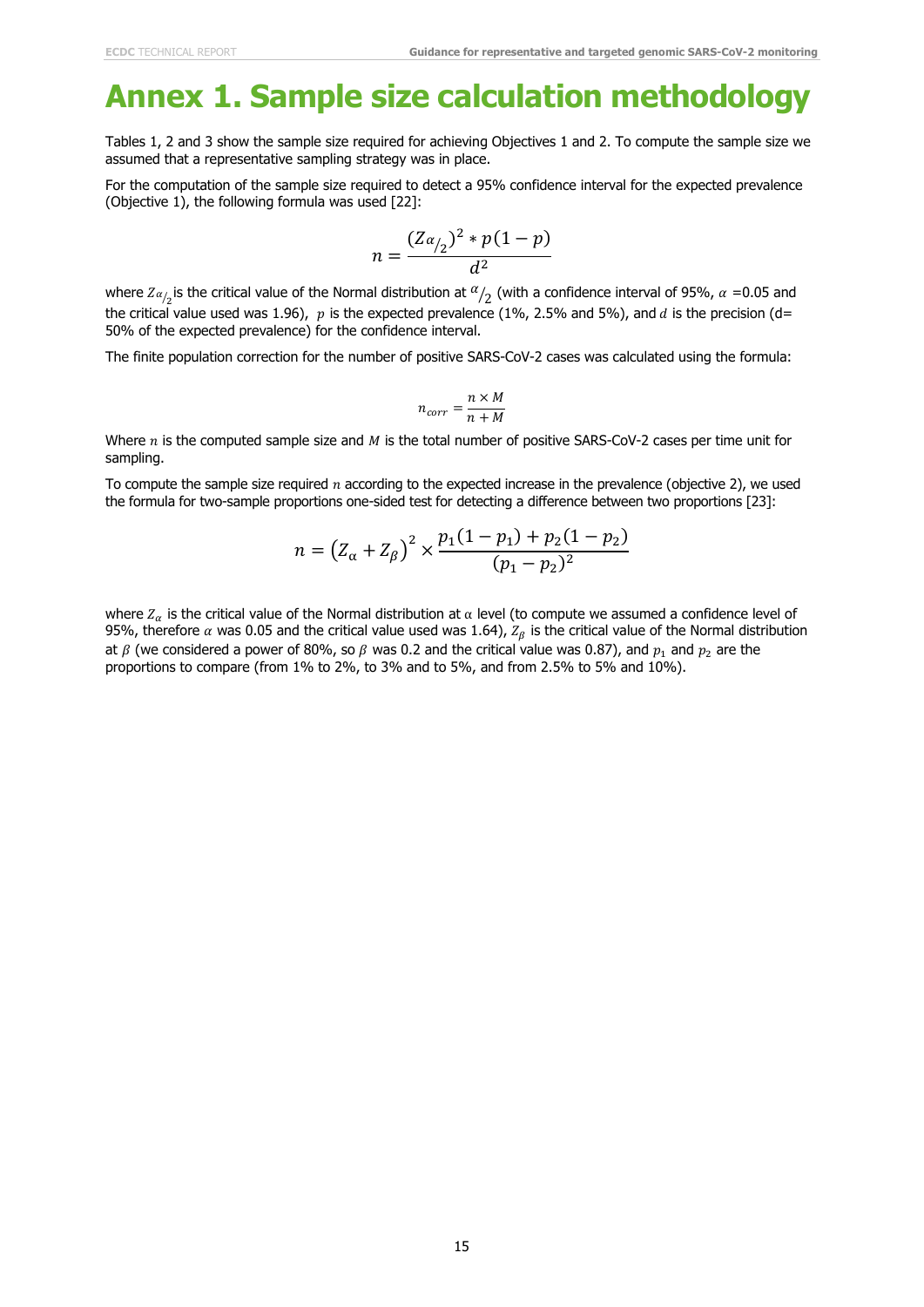# Annex 1. Sample size calculation methodology

Tables 1, 2 and 3 show the sample size required for achieving Objectives 1 and 2. To compute the sample size we assumed that a representative sampling strategy was in place.

For the computation of the sample size required to detect a 95% confidence interval for the expected prevalence (Objective 1), the following formula was used [22]:

$$n = \frac{(Z_{\alpha/2})^2 * p(1-p)}{d^2}$$

where $Z_{\alpha/2}$ is the critical value of the Normal distribution at $\alpha/2$ (with a confidence interval of 95%, $\alpha$ =0.05 and the critical value used was 1.96), $p$ is the expected prevalence (1%, 2.5% and 5%), and $d$ is the precision (d= 50% of the expected prevalence) for the confidence interval.

The finite population correction for the number of positive SARS-CoV-2 cases was calculated using the formula:

$$n_{corr} = \frac{n \times M}{n + M}$$

Where $n$ is the computed sample size and $M$ is the total number of positive SARS-CoV-2 cases per time unit for sampling.

To compute the sample size required $n$ according to the expected increase in the prevalence (objective 2), we used the formula for two-sample proportions one-sided test for detecting a difference between two proportions [23]:

$$n = \left(Z_{\alpha} + Z_{\beta}\right)^2 \times \frac{p_1(1-p_1) + p_2(1-p_2)}{(p_1 - p_2)^2}$$

where $Z_{\alpha}$ is the critical value of the Normal distribution at $\alpha$ level (to compute we assumed a confidence level of 95%, therefore $\alpha$ was 0.05 and the critical value used was 1.64), $Z_{\beta}$ is the critical value of the Normal distribution at $\beta$ (we considered a power of 80%, so $\beta$ was 0.2 and the critical value was 0.87), and $p_1$ and $p_2$ are the proportions to compare (from 1% to 2%, to 3% and to 5%, and from 2.5% to 5% and 10%).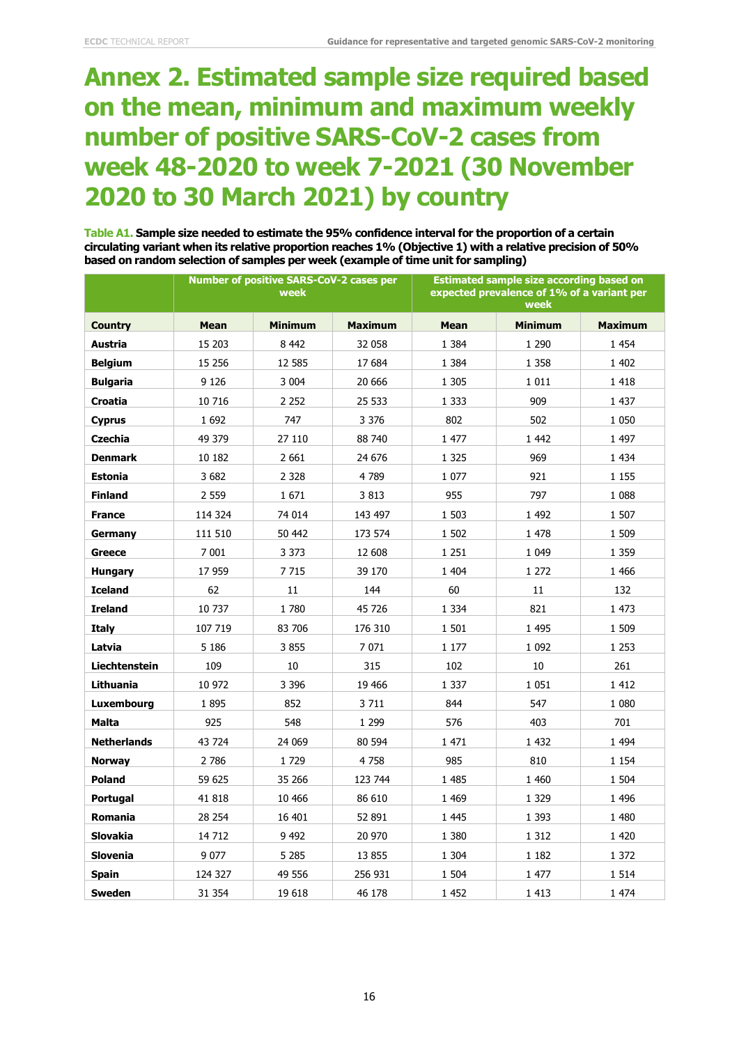# Annex 2. Estimated sample size required based on the mean, minimum and maximum weekly number of positive SARS-CoV-2 cases from week 48-2020 to week 7-2021 (30 November 2020 to 30 March 2021) by country

**Table A1. Sample size needed to estimate the 95% confidence interval for the proportion of a certain circulating variant when its relative proportion reaches 1% (Objective 1) with a relative precision of 50% based on random selection of samples per week (example of time unit for sampling)**

| | Number of positive SARS-CoV-2 cases per week | | | Estimated sample size according based on expected prevalence of 1% of a variant per week | | |
|---|---|---|---|---|---|---|
| **Country** | **Mean** | **Minimum** | **Maximum** | **Mean** | **Minimum** | **Maximum** |
| **Austria** | 15 203 | 8 442 | 32 058 | 1 384 | 1 290 | 1 454 |
| **Belgium** | 15 256 | 12 585 | 17 684 | 1 384 | 1 358 | 1 402 |
| **Bulgaria** | 9 126 | 3 004 | 20 666 | 1 305 | 1 011 | 1 418 |
| **Croatia** | 10 716 | 2 252 | 25 533 | 1 333 | 909 | 1 437 |
| **Cyprus** | 1 692 | 747 | 3 376 | 802 | 502 | 1 050 |
| **Czechia** | 49 379 | 27 110 | 88 740 | 1 477 | 1 442 | 1 497 |
| **Denmark** | 10 182 | 2 661 | 24 676 | 1 325 | 969 | 1 434 |
| **Estonia** | 3 682 | 2 328 | 4 789 | 1 077 | 921 | 1 155 |
| **Finland** | 2 559 | 1 671 | 3 813 | 955 | 797 | 1 088 |
| **France** | 114 324 | 74 014 | 143 497 | 1 503 | 1 492 | 1 507 |
| **Germany** | 111 510 | 50 442 | 173 574 | 1 502 | 1 478 | 1 509 |
| **Greece** | 7 001 | 3 373 | 12 608 | 1 251 | 1 049 | 1 359 |
| **Hungary** | 17 959 | 7 715 | 39 170 | 1 404 | 1 272 | 1 466 |
| **Iceland** | 62 | 11 | 144 | 60 | 11 | 132 |
| **Ireland** | 10 737 | 1 780 | 45 726 | 1 334 | 821 | 1 473 |
| **Italy** | 107 719 | 83 706 | 176 310 | 1 501 | 1 495 | 1 509 |
| **Latvia** | 5 186 | 3 855 | 7 071 | 1 177 | 1 092 | 1 253 |
| **Liechtenstein** | 109 | 10 | 315 | 102 | 10 | 261 |
| **Lithuania** | 10 972 | 3 396 | 19 466 | 1 337 | 1 051 | 1 412 |
| **Luxembourg** | 1 895 | 852 | 3 711 | 844 | 547 | 1 080 |
| **Malta** | 925 | 548 | 1 299 | 576 | 403 | 701 |
| **Netherlands** | 43 724 | 24 069 | 80 594 | 1 471 | 1 432 | 1 494 |
| **Norway** | 2 786 | 1 729 | 4 758 | 985 | 810 | 1 154 |
| **Poland** | 59 625 | 35 266 | 123 744 | 1 485 | 1 460 | 1 504 |
| **Portugal** | 41 818 | 10 466 | 86 610 | 1 469 | 1 329 | 1 496 |
| **Romania** | 28 254 | 16 401 | 52 891 | 1 445 | 1 393 | 1 480 |
| **Slovakia** | 14 712 | 9 492 | 20 970 | 1 380 | 1 312 | 1 420 |
| **Slovenia** | 9 077 | 5 285 | 13 855 | 1 304 | 1 182 | 1 372 |
| **Spain** | 124 327 | 49 556 | 256 931 | 1 504 | 1 477 | 1 514 |
| **Sweden** | 31 354 | 19 618 | 46 178 | 1 452 | 1 413 | 1 474 |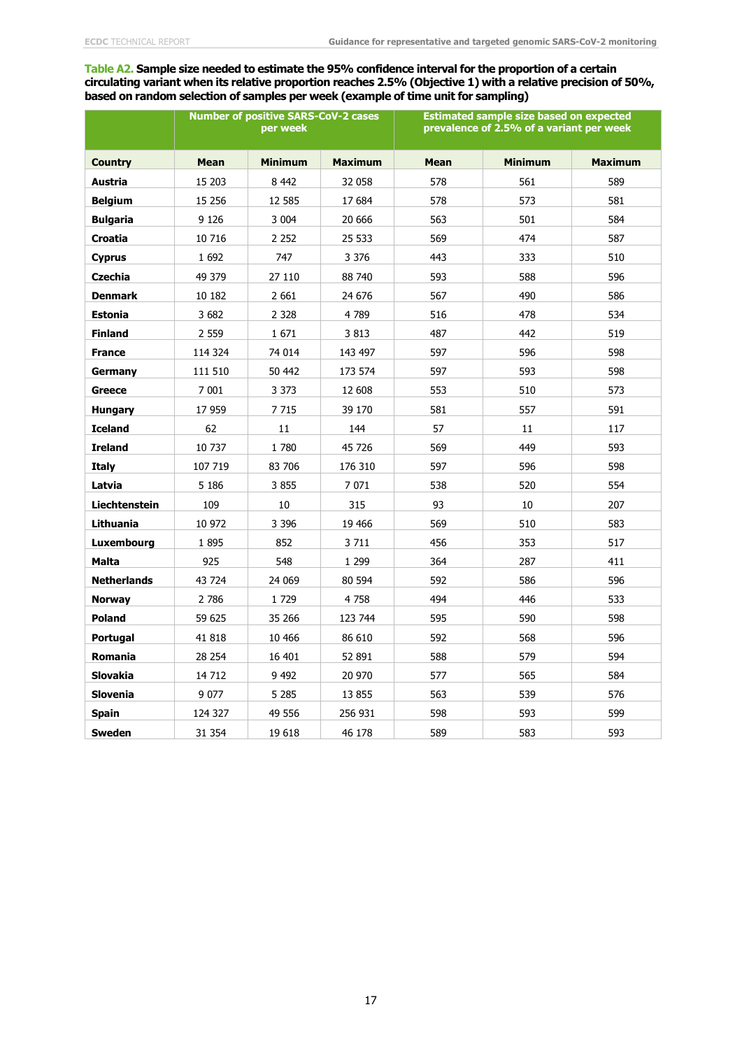**Table A2. Sample size needed to estimate the 95% confidence interval for the proportion of a certain circulating variant when its relative proportion reaches 2.5% (Objective 1) with a relative precision of 50%, based on random selection of samples per week (example of time unit for sampling)**

| | Number of positive SARS-CoV-2 cases per week | | | Estimated sample size based on expected prevalence of 2.5% of a variant per week | | |
|---|---|---|---|---|---|---|
| **Country** | **Mean** | **Minimum** | **Maximum** | **Mean** | **Minimum** | **Maximum** |
| **Austria** | 15 203 | 8 442 | 32 058 | 578 | 561 | 589 |
| **Belgium** | 15 256 | 12 585 | 17 684 | 578 | 573 | 581 |
| **Bulgaria** | 9 126 | 3 004 | 20 666 | 563 | 501 | 584 |
| **Croatia** | 10 716 | 2 252 | 25 533 | 569 | 474 | 587 |
| **Cyprus** | 1 692 | 747 | 3 376 | 443 | 333 | 510 |
| **Czechia** | 49 379 | 27 110 | 88 740 | 593 | 588 | 596 |
| **Denmark** | 10 182 | 2 661 | 24 676 | 567 | 490 | 586 |
| **Estonia** | 3 682 | 2 328 | 4 789 | 516 | 478 | 534 |
| **Finland** | 2 559 | 1 671 | 3 813 | 487 | 442 | 519 |
| **France** | 114 324 | 74 014 | 143 497 | 597 | 596 | 598 |
| **Germany** | 111 510 | 50 442 | 173 574 | 597 | 593 | 598 |
| **Greece** | 7 001 | 3 373 | 12 608 | 553 | 510 | 573 |
| **Hungary** | 17 959 | 7 715 | 39 170 | 581 | 557 | 591 |
| **Iceland** | 62 | 11 | 144 | 57 | 11 | 117 |
| **Ireland** | 10 737 | 1 780 | 45 726 | 569 | 449 | 593 |
| **Italy** | 107 719 | 83 706 | 176 310 | 597 | 596 | 598 |
| **Latvia** | 5 186 | 3 855 | 7 071 | 538 | 520 | 554 |
| **Liechtenstein** | 109 | 10 | 315 | 93 | 10 | 207 |
| **Lithuania** | 10 972 | 3 396 | 19 466 | 569 | 510 | 583 |
| **Luxembourg** | 1 895 | 852 | 3 711 | 456 | 353 | 517 |
| **Malta** | 925 | 548 | 1 299 | 364 | 287 | 411 |
| **Netherlands** | 43 724 | 24 069 | 80 594 | 592 | 586 | 596 |
| **Norway** | 2 786 | 1 729 | 4 758 | 494 | 446 | 533 |
| **Poland** | 59 625 | 35 266 | 123 744 | 595 | 590 | 598 |
| **Portugal** | 41 818 | 10 466 | 86 610 | 592 | 568 | 596 |
| **Romania** | 28 254 | 16 401 | 52 891 | 588 | 579 | 594 |
| **Slovakia** | 14 712 | 9 492 | 20 970 | 577 | 565 | 584 |
| **Slovenia** | 9 077 | 5 285 | 13 855 | 563 | 539 | 576 |
| **Spain** | 124 327 | 49 556 | 256 931 | 598 | 593 | 599 |
| **Sweden** | 31 354 | 19 618 | 46 178 | 589 | 583 | 593 |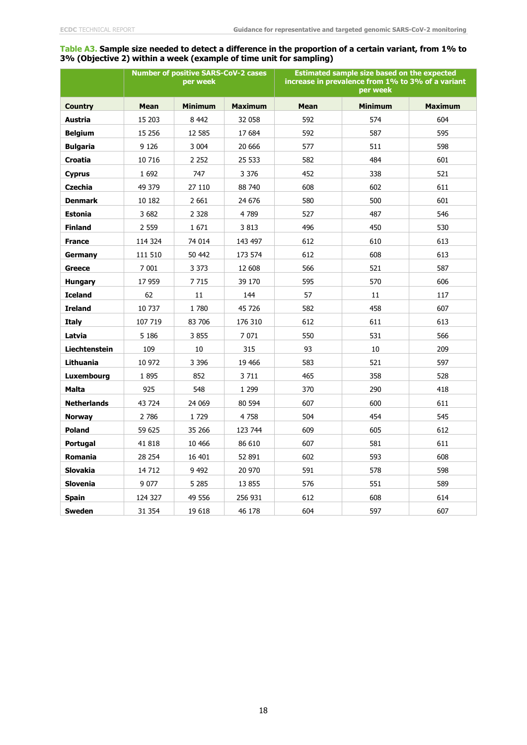**Table A3.** **Sample size needed to detect a difference in the proportion of a certain variant, from 1% to 3% (Objective 2) within a week (example of time unit for sampling)**

| | Number of positive SARS-CoV-2 cases per week | | | Estimated sample size based on the expected increase in prevalence from 1% to 3% of a variant per week | | |
|---|---|---|---|---|---|---|
| **Country** | **Mean** | **Minimum** | **Maximum** | **Mean** | **Minimum** | **Maximum** |
| **Austria** | 15 203 | 8 442 | 32 058 | 592 | 574 | 604 |
| **Belgium** | 15 256 | 12 585 | 17 684 | 592 | 587 | 595 |
| **Bulgaria** | 9 126 | 3 004 | 20 666 | 577 | 511 | 598 |
| **Croatia** | 10 716 | 2 252 | 25 533 | 582 | 484 | 601 |
| **Cyprus** | 1 692 | 747 | 3 376 | 452 | 338 | 521 |
| **Czechia** | 49 379 | 27 110 | 88 740 | 608 | 602 | 611 |
| **Denmark** | 10 182 | 2 661 | 24 676 | 580 | 500 | 601 |
| **Estonia** | 3 682 | 2 328 | 4 789 | 527 | 487 | 546 |
| **Finland** | 2 559 | 1 671 | 3 813 | 496 | 450 | 530 |
| **France** | 114 324 | 74 014 | 143 497 | 612 | 610 | 613 |
| **Germany** | 111 510 | 50 442 | 173 574 | 612 | 608 | 613 |
| **Greece** | 7 001 | 3 373 | 12 608 | 566 | 521 | 587 |
| **Hungary** | 17 959 | 7 715 | 39 170 | 595 | 570 | 606 |
| **Iceland** | 62 | 11 | 144 | 57 | 11 | 117 |
| **Ireland** | 10 737 | 1 780 | 45 726 | 582 | 458 | 607 |
| **Italy** | 107 719 | 83 706 | 176 310 | 612 | 611 | 613 |
| **Latvia** | 5 186 | 3 855 | 7 071 | 550 | 531 | 566 |
| **Liechtenstein** | 109 | 10 | 315 | 93 | 10 | 209 |
| **Lithuania** | 10 972 | 3 396 | 19 466 | 583 | 521 | 597 |
| **Luxembourg** | 1 895 | 852 | 3 711 | 465 | 358 | 528 |
| **Malta** | 925 | 548 | 1 299 | 370 | 290 | 418 |
| **Netherlands** | 43 724 | 24 069 | 80 594 | 607 | 600 | 611 |
| **Norway** | 2 786 | 1 729 | 4 758 | 504 | 454 | 545 |
| **Poland** | 59 625 | 35 266 | 123 744 | 609 | 605 | 612 |
| **Portugal** | 41 818 | 10 466 | 86 610 | 607 | 581 | 611 |
| **Romania** | 28 254 | 16 401 | 52 891 | 602 | 593 | 608 |
| **Slovakia** | 14 712 | 9 492 | 20 970 | 591 | 578 | 598 |
| **Slovenia** | 9 077 | 5 285 | 13 855 | 576 | 551 | 589 |
| **Spain** | 124 327 | 49 556 | 256 931 | 612 | 608 | 614 |
| **Sweden** | 31 354 | 19 618 | 46 178 | 604 | 597 | 607 |